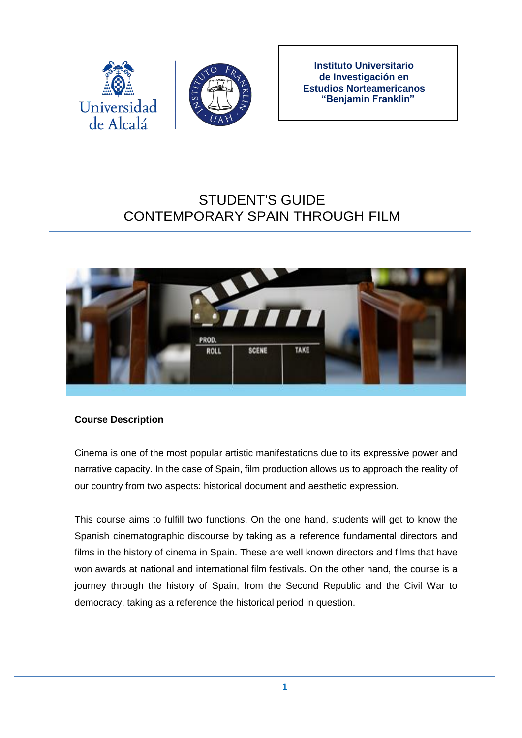Instituto Universitario de Investigación en Estudios Norteamericanos "Benjamin Franklin"

# STUDENT'S GUIDE
# CONTEMPORARY SPAIN THROUGH FILM

**Course Description**

Cinema is one of the most popular artistic manifestations due to its expressive power and narrative capacity. In the case of Spain, film production allows us to approach the reality of our country from two aspects: historical document and aesthetic expression.

This course aims to fulfill two functions. On the one hand, students will get to know the Spanish cinematographic discourse by taking as a reference fundamental directors and films in the history of cinema in Spain. These are well known directors and films that have won awards at national and international film festivals. On the other hand, the course is a journey through the history of Spain, from the Second Republic and the Civil War to democracy, taking as a reference the historical period in question.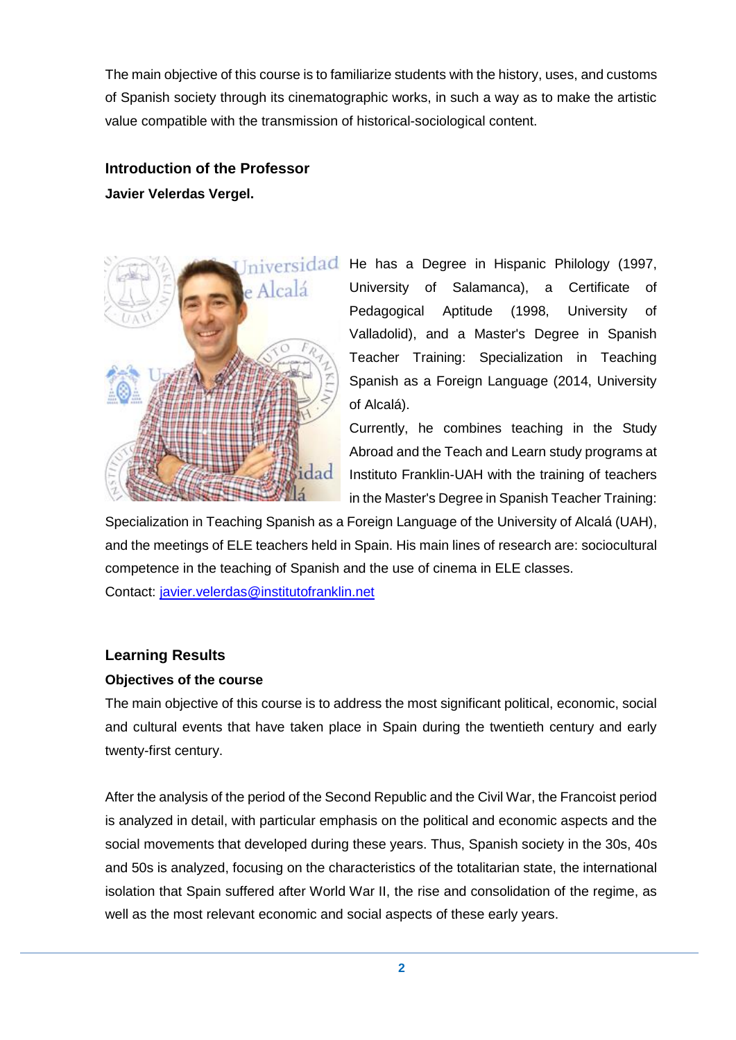The main objective of this course is to familiarize students with the history, uses, and customs of Spanish society through its cinematographic works, in such a way as to make the artistic value compatible with the transmission of historical-sociological content.

## Introduction of the Professor

**Javier Velerdas Vergel.**

He has a Degree in Hispanic Philology (1997, University of Salamanca), a Certificate of Pedagogical Aptitude (1998, University of Valladolid), and a Master's Degree in Spanish Teacher Training: Specialization in Teaching Spanish as a Foreign Language (2014, University of Alcalá).

Currently, he combines teaching in the Study Abroad and the Teach and Learn study programs at Instituto Franklin-UAH with the training of teachers in the Master's Degree in Spanish Teacher Training: Specialization in Teaching Spanish as a Foreign Language of the University of Alcalá (UAH), and the meetings of ELE teachers held in Spain. His main lines of research are: sociocultural competence in the teaching of Spanish and the use of cinema in ELE classes.

Contact: javier.velerdas@institutofranklin.net

## Learning Results

### Objectives of the course

The main objective of this course is to address the most significant political, economic, social and cultural events that have taken place in Spain during the twentieth century and early twenty-first century.

After the analysis of the period of the Second Republic and the Civil War, the Francoist period is analyzed in detail, with particular emphasis on the political and economic aspects and the social movements that developed during these years. Thus, Spanish society in the 30s, 40s and 50s is analyzed, focusing on the characteristics of the totalitarian state, the international isolation that Spain suffered after World War II, the rise and consolidation of the regime, as well as the most relevant economic and social aspects of these early years.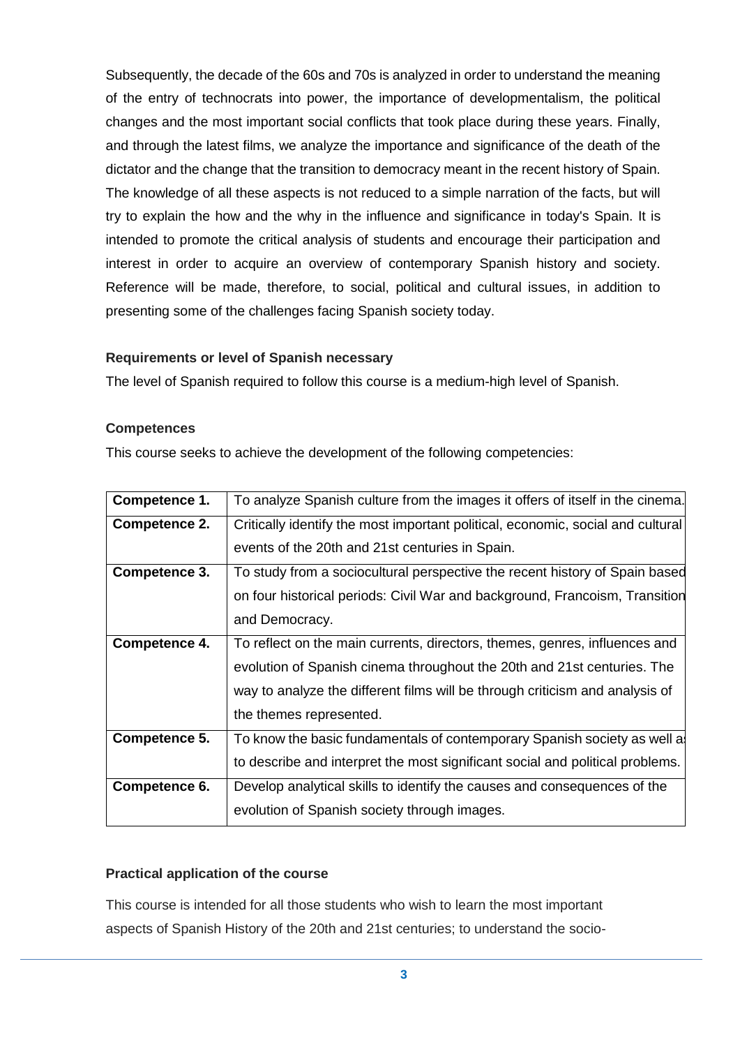Subsequently, the decade of the 60s and 70s is analyzed in order to understand the meaning of the entry of technocrats into power, the importance of developmentalism, the political changes and the most important social conflicts that took place during these years. Finally, and through the latest films, we analyze the importance and significance of the death of the dictator and the change that the transition to democracy meant in the recent history of Spain. The knowledge of all these aspects is not reduced to a simple narration of the facts, but will try to explain the how and the why in the influence and significance in today's Spain. It is intended to promote the critical analysis of students and encourage their participation and interest in order to acquire an overview of contemporary Spanish history and society. Reference will be made, therefore, to social, political and cultural issues, in addition to presenting some of the challenges facing Spanish society today.

**Requirements or level of Spanish necessary**

The level of Spanish required to follow this course is a medium-high level of Spanish.

**Competences**

This course seeks to achieve the development of the following competencies:

| | |
|---|---|
| **Competence 1.** | To analyze Spanish culture from the images it offers of itself in the cinema. |
| **Competence 2.** | Critically identify the most important political, economic, social and cultural events of the 20th and 21st centuries in Spain. |
| **Competence 3.** | To study from a sociocultural perspective the recent history of Spain based on four historical periods: Civil War and background, Francoism, Transition and Democracy. |
| **Competence 4.** | To reflect on the main currents, directors, themes, genres, influences and evolution of Spanish cinema throughout the 20th and 21st centuries. The way to analyze the different films will be through criticism and analysis of the themes represented. |
| **Competence 5.** | To know the basic fundamentals of contemporary Spanish society as well as to describe and interpret the most significant social and political problems. |
| **Competence 6.** | Develop analytical skills to identify the causes and consequences of the evolution of Spanish society through images. |

**Practical application of the course**

This course is intended for all those students who wish to learn the most important aspects of Spanish History of the 20th and 21st centuries; to understand the socio-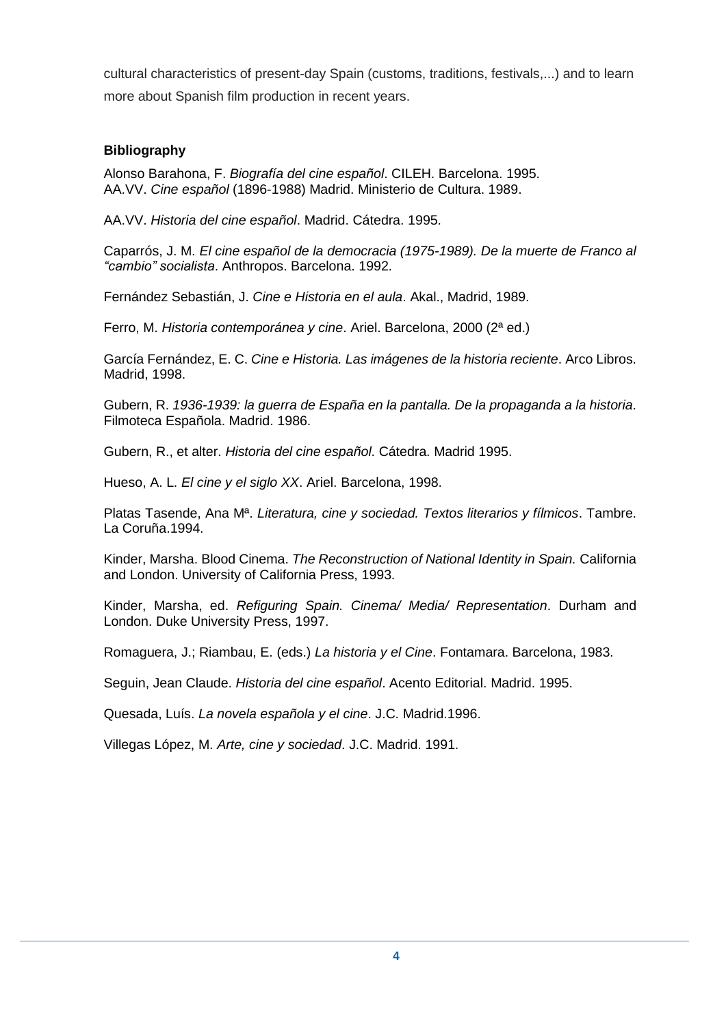cultural characteristics of present-day Spain (customs, traditions, festivals,...) and to learn more about Spanish film production in recent years.

**Bibliography**

Alonso Barahona, F. *Biografía del cine español*. CILEH. Barcelona. 1995.
AA.VV. *Cine español* (1896-1988) Madrid. Ministerio de Cultura. 1989.

AA.VV. *Historia del cine español*. Madrid. Cátedra. 1995.

Caparrós, J. M. *El cine español de la democracia (1975-1989). De la muerte de Franco al "cambio" socialista*. Anthropos. Barcelona. 1992.

Fernández Sebastián, J. *Cine e Historia en el aula*. Akal., Madrid, 1989.

Ferro, M. *Historia contemporánea y cine*. Ariel. Barcelona, 2000 (2ª ed.)

García Fernández, E. C. *Cine e Historia. Las imágenes de la historia reciente*. Arco Libros. Madrid, 1998.

Gubern, R. *1936-1939: la guerra de España en la pantalla. De la propaganda a la historia*. Filmoteca Española. Madrid. 1986.

Gubern, R., et alter. *Historia del cine español*. Cátedra. Madrid 1995.

Hueso, A. L. *El cine y el siglo XX*. Ariel. Barcelona, 1998.

Platas Tasende, Ana Mª. *Literatura, cine y sociedad. Textos literarios y fílmicos*. Tambre. La Coruña.1994.

Kinder, Marsha. Blood Cinema. *The Reconstruction of National Identity in Spain.* California and London. University of California Press, 1993.

Kinder, Marsha, ed. *Refiguring Spain. Cinema/ Media/ Representation*. Durham and London. Duke University Press, 1997.

Romaguera, J.; Riambau, E. (eds.) *La historia y el Cine*. Fontamara. Barcelona, 1983.

Seguin, Jean Claude. *Historia del cine español*. Acento Editorial. Madrid. 1995.

Quesada, Luís. *La novela española y el cine*. J.C. Madrid.1996.

Villegas López, M. *Arte, cine y sociedad*. J.C. Madrid. 1991.